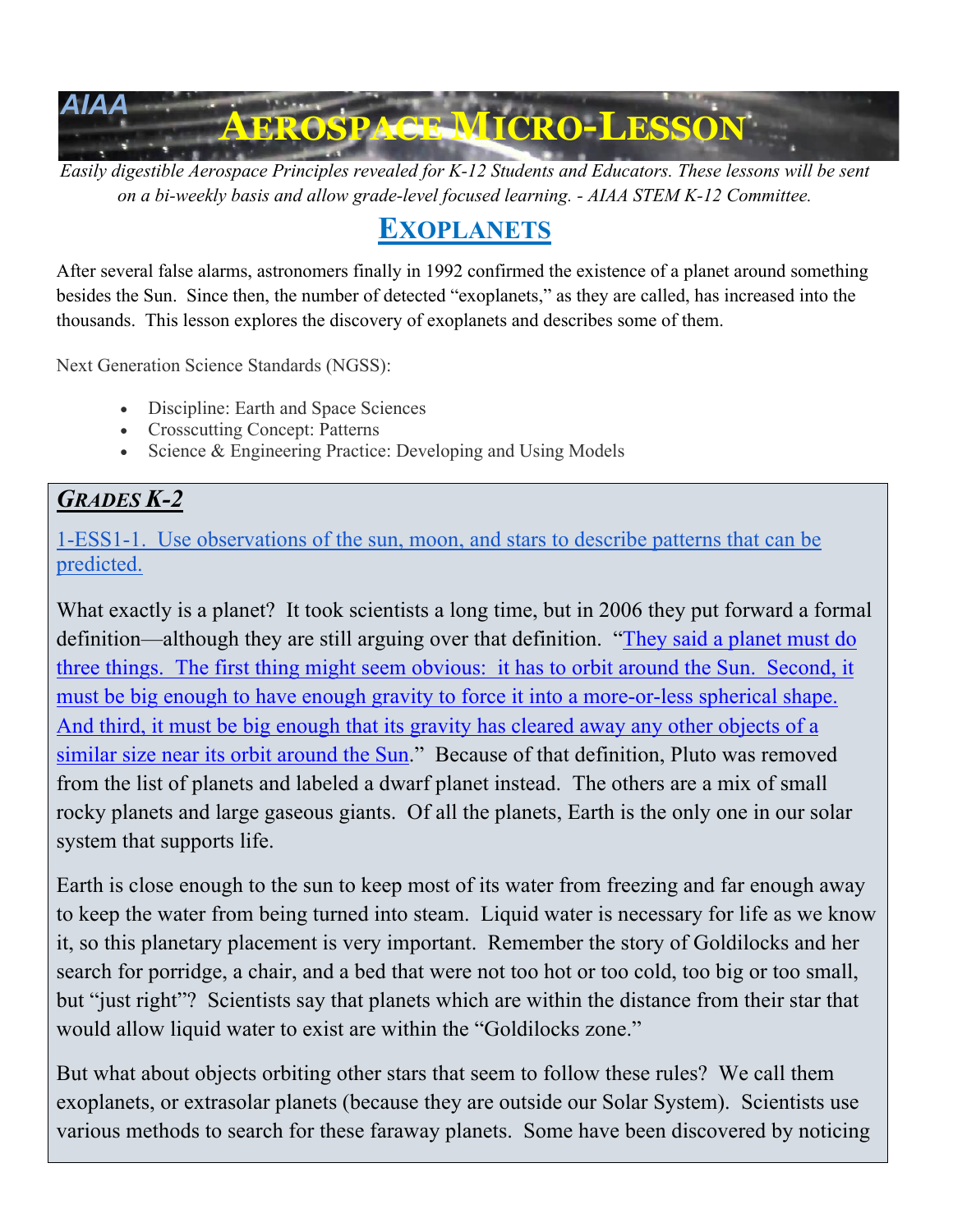# AIAA AEROSPACE MICRO-LESSON

*Easily digestible Aerospace Principles revealed for K-12 Students and Educators. These lessons will be sent on a bi-weekly basis and allow grade-level focused learning. - AIAA STEM K-12 Committee.*

## EXOPLANETS

After several false alarms, astronomers finally in 1992 confirmed the existence of a planet around something besides the Sun. Since then, the number of detected "exoplanets," as they are called, has increased into the thousands. This lesson explores the discovery of exoplanets and describes some of them.

Next Generation Science Standards (NGSS):

- Discipline: Earth and Space Sciences
- Crosscutting Concept: Patterns
- Science & Engineering Practice: Developing and Using Models

### *GRADES K-2*

1-ESS1-1. Use observations of the sun, moon, and stars to describe patterns that can be predicted.

What exactly is a planet? It took scientists a long time, but in 2006 they put forward a formal definition—although they are still arguing over that definition. "They said a planet must do three things. The first thing might seem obvious: it has to orbit around the Sun. Second, it must be big enough to have enough gravity to force it into a more-or-less spherical shape. And third, it must be big enough that its gravity has cleared away any other objects of a similar size near its orbit around the Sun." Because of that definition, Pluto was removed from the list of planets and labeled a dwarf planet instead. The others are a mix of small rocky planets and large gaseous giants. Of all the planets, Earth is the only one in our solar system that supports life.

Earth is close enough to the sun to keep most of its water from freezing and far enough away to keep the water from being turned into steam. Liquid water is necessary for life as we know it, so this planetary placement is very important. Remember the story of Goldilocks and her search for porridge, a chair, and a bed that were not too hot or too cold, too big or too small, but "just right"? Scientists say that planets which are within the distance from their star that would allow liquid water to exist are within the "Goldilocks zone."

But what about objects orbiting other stars that seem to follow these rules? We call them exoplanets, or extrasolar planets (because they are outside our Solar System). Scientists use various methods to search for these faraway planets. Some have been discovered by noticing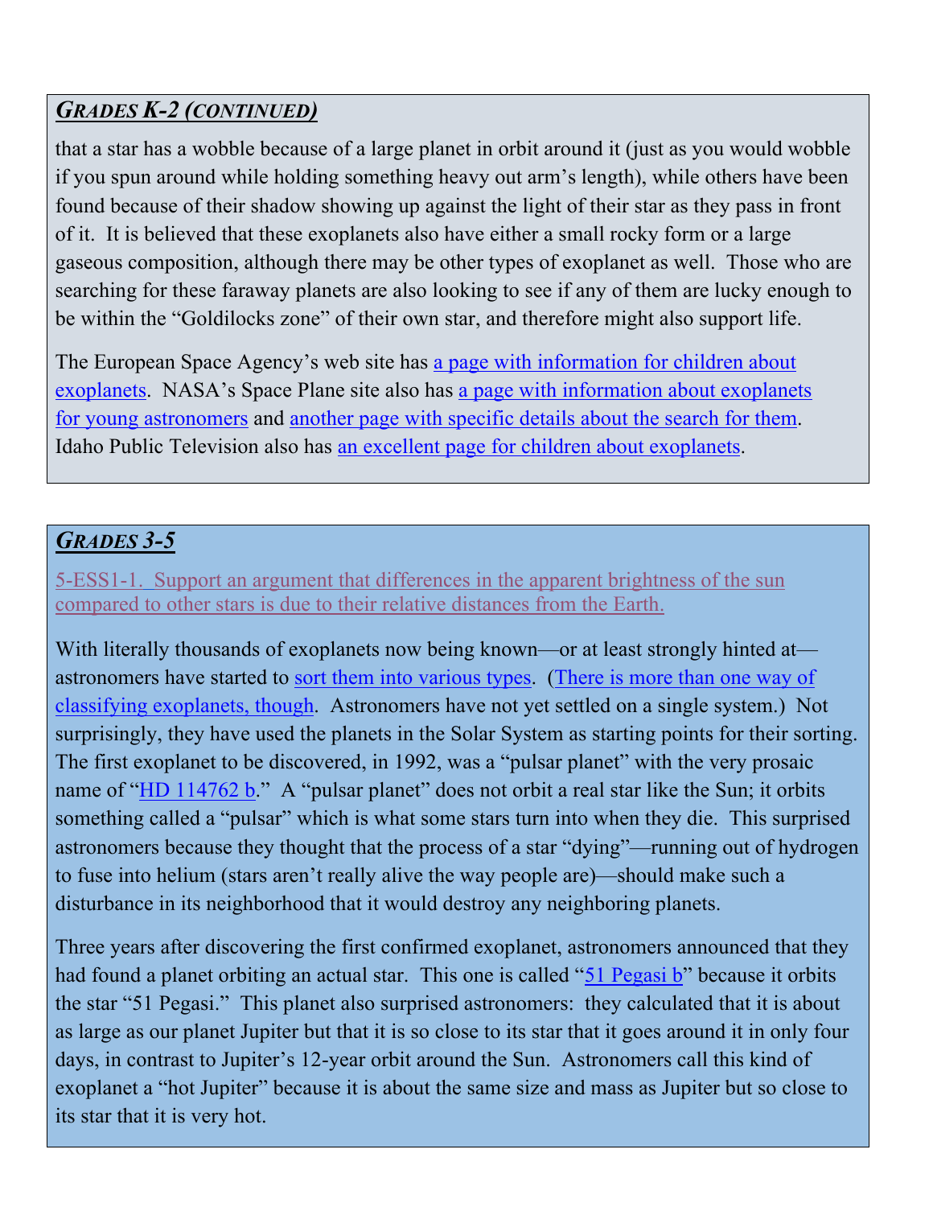## *GRADES K-2 (CONTINUED)*

that a star has a wobble because of a large planet in orbit around it (just as you would wobble if you spun around while holding something heavy out arm's length), while others have been found because of their shadow showing up against the light of their star as they pass in front of it. It is believed that these exoplanets also have either a small rocky form or a large gaseous composition, although there may be other types of exoplanet as well. Those who are searching for these faraway planets are also looking to see if any of them are lucky enough to be within the "Goldilocks zone" of their own star, and therefore might also support life.

The European Space Agency's web site has a page with information for children about exoplanets. NASA's Space Plane site also has a page with information about exoplanets for young astronomers and another page with specific details about the search for them. Idaho Public Television also has an excellent page for children about exoplanets.

## *GRADES 3-5*

5-ESS1-1. Support an argument that differences in the apparent brightness of the sun compared to other stars is due to their relative distances from the Earth.

With literally thousands of exoplanets now being known—or at least strongly hinted at—astronomers have started to sort them into various types. (There is more than one way of classifying exoplanets, though. Astronomers have not yet settled on a single system.) Not surprisingly, they have used the planets in the Solar System as starting points for their sorting. The first exoplanet to be discovered, in 1992, was a "pulsar planet" with the very prosaic name of "HD 114762 b." A "pulsar planet" does not orbit a real star like the Sun; it orbits something called a "pulsar" which is what some stars turn into when they die. This surprised astronomers because they thought that the process of a star "dying"—running out of hydrogen to fuse into helium (stars aren't really alive the way people are)—should make such a disturbance in its neighborhood that it would destroy any neighboring planets.

Three years after discovering the first confirmed exoplanet, astronomers announced that they had found a planet orbiting an actual star. This one is called "51 Pegasi b" because it orbits the star "51 Pegasi." This planet also surprised astronomers: they calculated that it is about as large as our planet Jupiter but that it is so close to its star that it goes around it in only four days, in contrast to Jupiter's 12-year orbit around the Sun. Astronomers call this kind of exoplanet a "hot Jupiter" because it is about the same size and mass as Jupiter but so close to its star that it is very hot.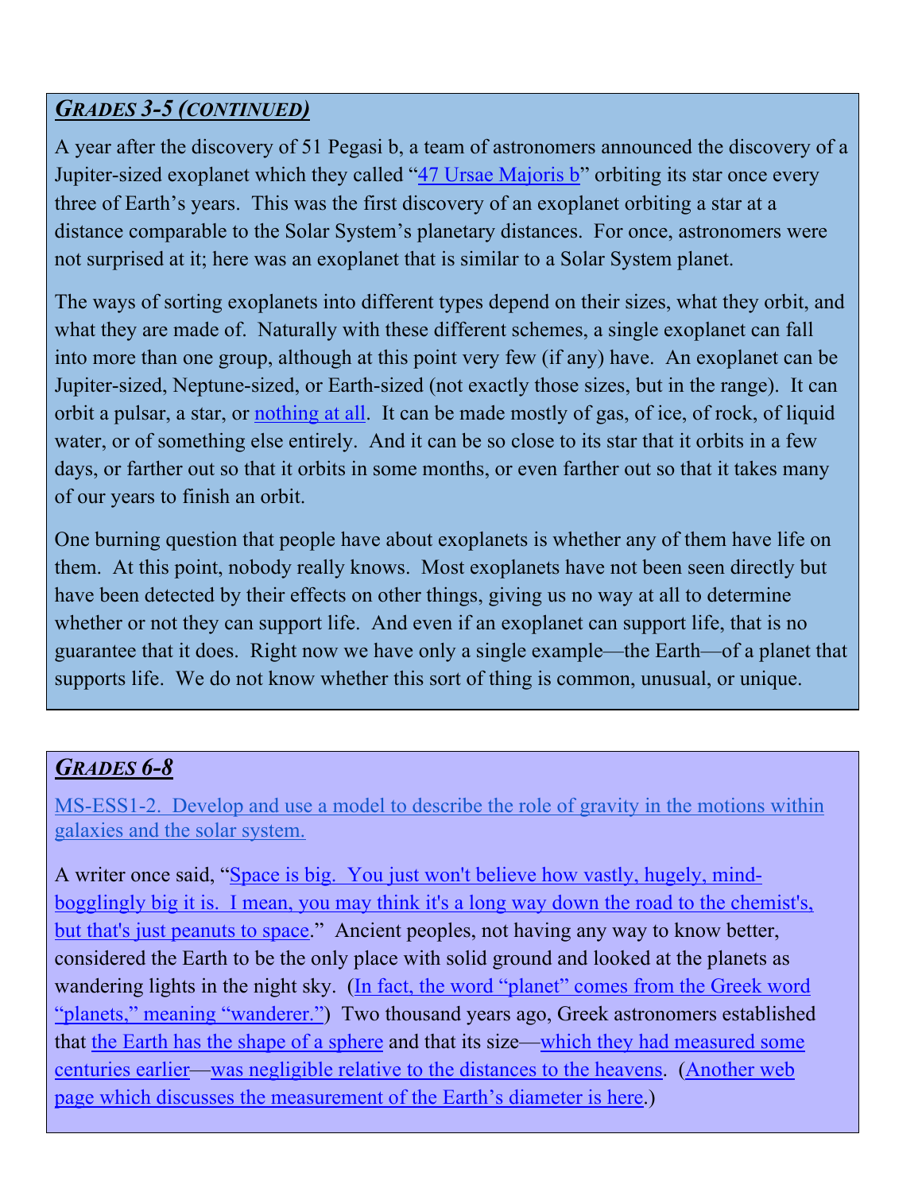## *GRADES 3-5 (CONTINUED)*

A year after the discovery of 51 Pegasi b, a team of astronomers announced the discovery of a Jupiter-sized exoplanet which they called "47 Ursae Majoris b" orbiting its star once every three of Earth's years. This was the first discovery of an exoplanet orbiting a star at a distance comparable to the Solar System's planetary distances. For once, astronomers were not surprised at it; here was an exoplanet that is similar to a Solar System planet.

The ways of sorting exoplanets into different types depend on their sizes, what they orbit, and what they are made of. Naturally with these different schemes, a single exoplanet can fall into more than one group, although at this point very few (if any) have. An exoplanet can be Jupiter-sized, Neptune-sized, or Earth-sized (not exactly those sizes, but in the range). It can orbit a pulsar, a star, or nothing at all. It can be made mostly of gas, of ice, of rock, of liquid water, or of something else entirely. And it can be so close to its star that it orbits in a few days, or farther out so that it orbits in some months, or even farther out so that it takes many of our years to finish an orbit.

One burning question that people have about exoplanets is whether any of them have life on them. At this point, nobody really knows. Most exoplanets have not been seen directly but have been detected by their effects on other things, giving us no way at all to determine whether or not they can support life. And even if an exoplanet can support life, that is no guarantee that it does. Right now we have only a single example—the Earth—of a planet that supports life. We do not know whether this sort of thing is common, unusual, or unique.

## *GRADES 6-8*

MS-ESS1-2. Develop and use a model to describe the role of gravity in the motions within galaxies and the solar system.

A writer once said, "Space is big. You just won't believe how vastly, hugely, mind-bogglingly big it is. I mean, you may think it's a long way down the road to the chemist's, but that's just peanuts to space." Ancient peoples, not having any way to know better, considered the Earth to be the only place with solid ground and looked at the planets as wandering lights in the night sky. (In fact, the word "planet" comes from the Greek word "planets," meaning "wanderer.") Two thousand years ago, Greek astronomers established that the Earth has the shape of a sphere and that its size—which they had measured some centuries earlier—was negligible relative to the distances to the heavens. (Another web page which discusses the measurement of the Earth's diameter is here.)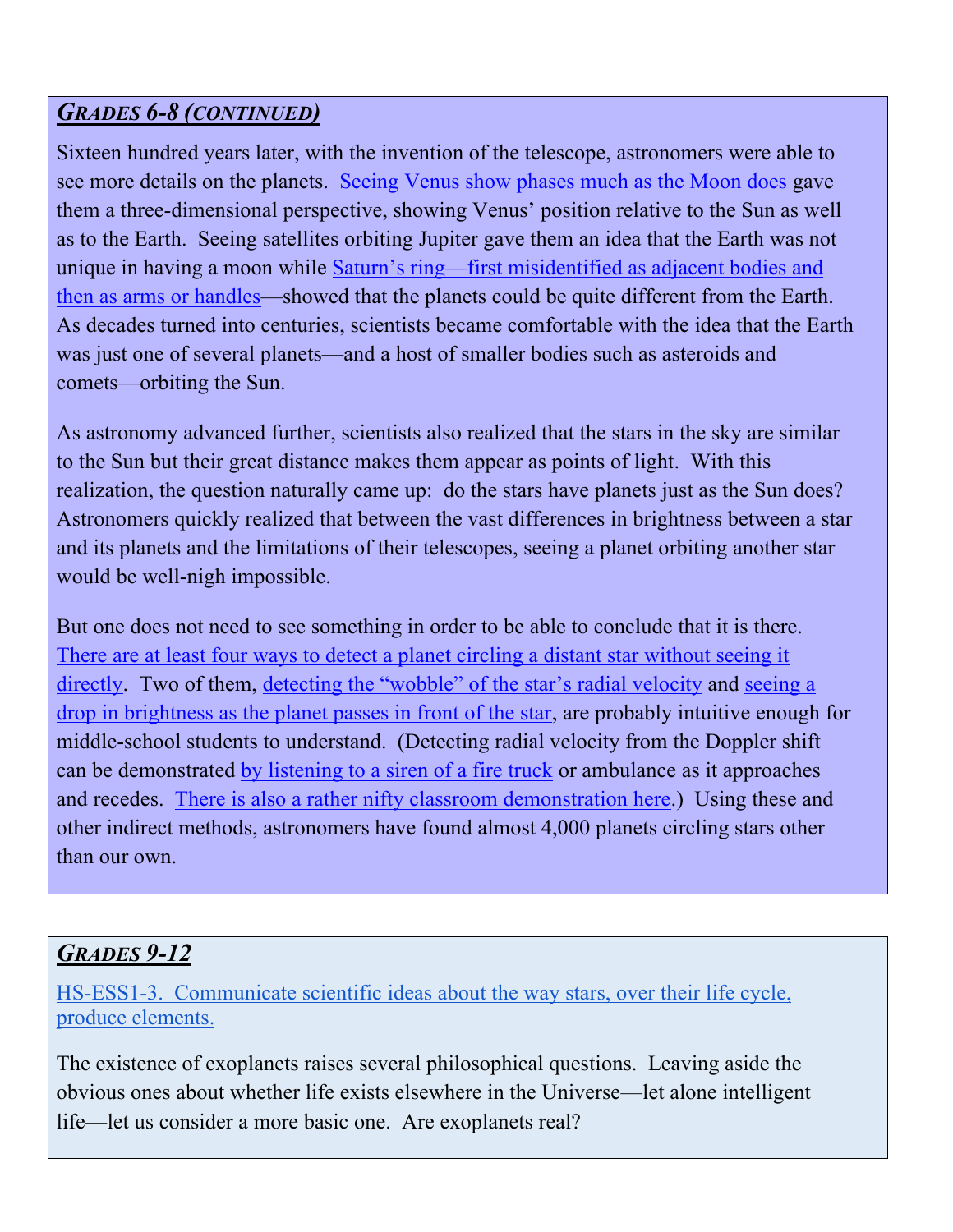## *GRADES 6-8 (CONTINUED)*

Sixteen hundred years later, with the invention of the telescope, astronomers were able to see more details on the planets. Seeing Venus show phases much as the Moon does gave them a three-dimensional perspective, showing Venus' position relative to the Sun as well as to the Earth. Seeing satellites orbiting Jupiter gave them an idea that the Earth was not unique in having a moon while Saturn's ring—first misidentified as adjacent bodies and then as arms or handles—showed that the planets could be quite different from the Earth. As decades turned into centuries, scientists became comfortable with the idea that the Earth was just one of several planets—and a host of smaller bodies such as asteroids and comets—orbiting the Sun.

As astronomy advanced further, scientists also realized that the stars in the sky are similar to the Sun but their great distance makes them appear as points of light. With this realization, the question naturally came up: do the stars have planets just as the Sun does? Astronomers quickly realized that between the vast differences in brightness between a star and its planets and the limitations of their telescopes, seeing a planet orbiting another star would be well-nigh impossible.

But one does not need to see something in order to be able to conclude that it is there. There are at least four ways to detect a planet circling a distant star without seeing it directly. Two of them, detecting the "wobble" of the star's radial velocity and seeing a drop in brightness as the planet passes in front of the star, are probably intuitive enough for middle-school students to understand. (Detecting radial velocity from the Doppler shift can be demonstrated by listening to a siren of a fire truck or ambulance as it approaches and recedes. There is also a rather nifty classroom demonstration here.) Using these and other indirect methods, astronomers have found almost 4,000 planets circling stars other than our own.

## *GRADES 9-12*

HS-ESS1-3. Communicate scientific ideas about the way stars, over their life cycle, produce elements.

The existence of exoplanets raises several philosophical questions. Leaving aside the obvious ones about whether life exists elsewhere in the Universe—let alone intelligent life—let us consider a more basic one. Are exoplanets real?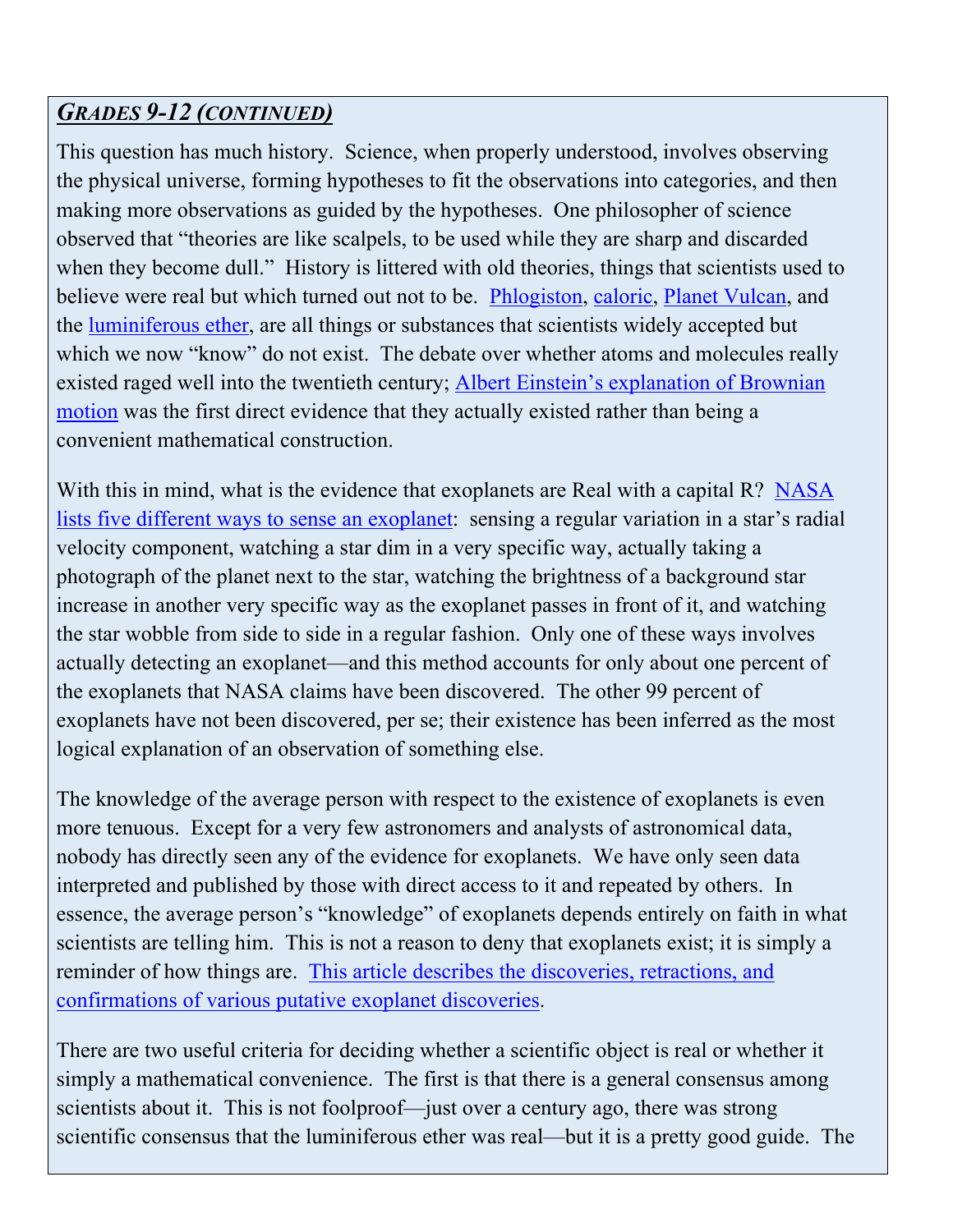## *GRADES 9-12 (CONTINUED)*

This question has much history. Science, when properly understood, involves observing the physical universe, forming hypotheses to fit the observations into categories, and then making more observations as guided by the hypotheses. One philosopher of science observed that "theories are like scalpels, to be used while they are sharp and discarded when they become dull." History is littered with old theories, things that scientists used to believe were real but which turned out not to be. Phlogiston, caloric, Planet Vulcan, and the luminiferous ether, are all things or substances that scientists widely accepted but which we now "know" do not exist. The debate over whether atoms and molecules really existed raged well into the twentieth century; Albert Einstein's explanation of Brownian motion was the first direct evidence that they actually existed rather than being a convenient mathematical construction.

With this in mind, what is the evidence that exoplanets are Real with a capital R? NASA lists five different ways to sense an exoplanet: sensing a regular variation in a star's radial velocity component, watching a star dim in a very specific way, actually taking a photograph of the planet next to the star, watching the brightness of a background star increase in another very specific way as the exoplanet passes in front of it, and watching the star wobble from side to side in a regular fashion. Only one of these ways involves actually detecting an exoplanet—and this method accounts for only about one percent of the exoplanets that NASA claims have been discovered. The other 99 percent of exoplanets have not been discovered, per se; their existence has been inferred as the most logical explanation of an observation of something else.

The knowledge of the average person with respect to the existence of exoplanets is even more tenuous. Except for a very few astronomers and analysts of astronomical data, nobody has directly seen any of the evidence for exoplanets. We have only seen data interpreted and published by those with direct access to it and repeated by others. In essence, the average person's "knowledge" of exoplanets depends entirely on faith in what scientists are telling him. This is not a reason to deny that exoplanets exist; it is simply a reminder of how things are. This article describes the discoveries, retractions, and confirmations of various putative exoplanet discoveries.

There are two useful criteria for deciding whether a scientific object is real or whether it simply a mathematical convenience. The first is that there is a general consensus among scientists about it. This is not foolproof—just over a century ago, there was strong scientific consensus that the luminiferous ether was real—but it is a pretty good guide. The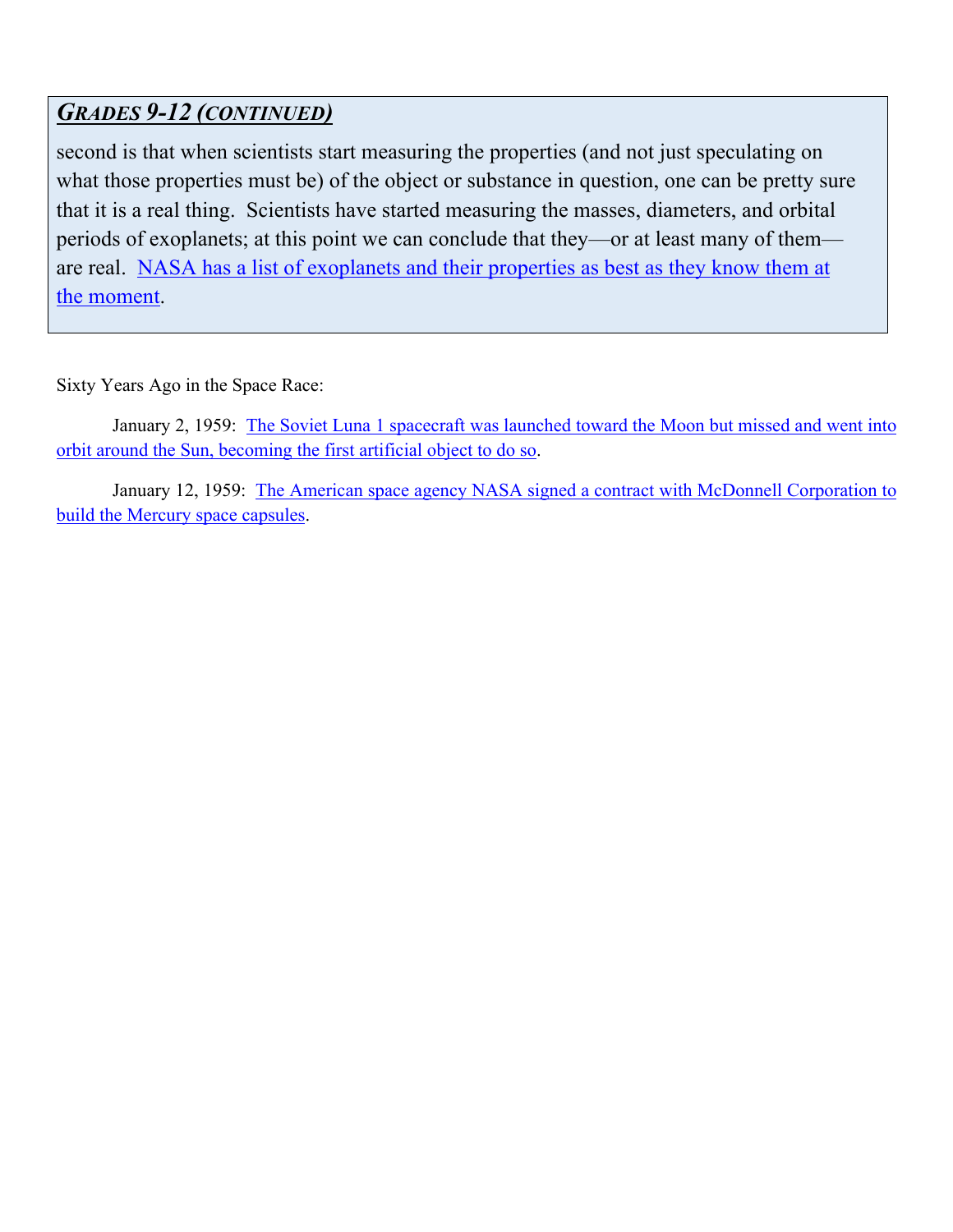## *Grades 9-12 (continued)*

second is that when scientists start measuring the properties (and not just speculating on what those properties must be) of the object or substance in question, one can be pretty sure that it is a real thing. Scientists have started measuring the masses, diameters, and orbital periods of exoplanets; at this point we can conclude that they—or at least many of them—are real. NASA has a list of exoplanets and their properties as best as they know them at the moment.

Sixty Years Ago in the Space Race:

January 2, 1959: The Soviet Luna 1 spacecraft was launched toward the Moon but missed and went into orbit around the Sun, becoming the first artificial object to do so.

January 12, 1959: The American space agency NASA signed a contract with McDonnell Corporation to build the Mercury space capsules.